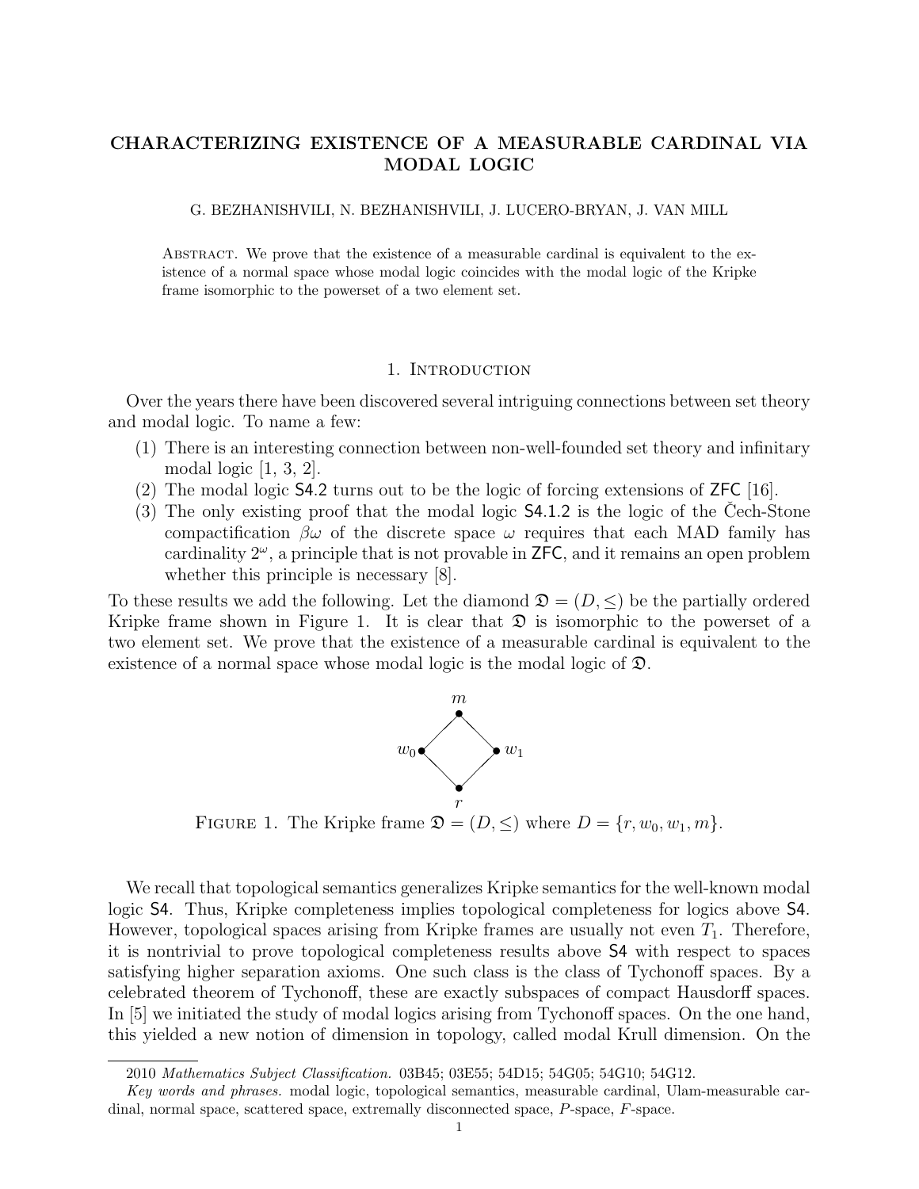# CHARACTERIZING EXISTENCE OF A MEASURABLE CARDINAL VIA MODAL LOGIC

G. BEZHANISHVILI, N. BEZHANISHVILI, J. LUCERO-BRYAN, J. VAN MILL

Abstract. We prove that the existence of a measurable cardinal is equivalent to the existence of a normal space whose modal logic coincides with the modal logic of the Kripke frame isomorphic to the powerset of a two element set.

## 1. Introduction

Over the years there have been discovered several intriguing connections between set theory and modal logic. To name a few:

1. There is an interesting connection between non-well-founded set theory and infinitary modal logic [1, 3, 2].
2. The modal logic S4.2 turns out to be the logic of forcing extensions of ZFC [16].
3. The only existing proof that the modal logic S4.1.2 is the logic of the Čech-Stone compactification $\beta\omega$ of the discrete space $\omega$ requires that each MAD family has cardinality $2^\omega$, a principle that is not provable in ZFC, and it remains an open problem whether this principle is necessary [8].

To these results we add the following. Let the diamond $\mathfrak{D} = (D, \leq)$ be the partially ordered Kripke frame shown in Figure 1. It is clear that $\mathfrak{D}$ is isomorphic to the powerset of a two element set. We prove that the existence of a measurable cardinal is equivalent to the existence of a normal space whose modal logic is the modal logic of $\mathfrak{D}$.

Figure 1. The Kripke frame $\mathfrak{D} = (D, \leq)$ where $D = \{r, w_0, w_1, m\}$.

We recall that topological semantics generalizes Kripke semantics for the well-known modal logic S4. Thus, Kripke completeness implies topological completeness for logics above S4. However, topological spaces arising from Kripke frames are usually not even $T_1$. Therefore, it is nontrivial to prove topological completeness results above S4 with respect to spaces satisfying higher separation axioms. One such class is the class of Tychonoff spaces. By a celebrated theorem of Tychonoff, these are exactly subspaces of compact Hausdorff spaces. In [5] we initiated the study of modal logics arising from Tychonoff spaces. On the one hand, this yielded a new notion of dimension in topology, called modal Krull dimension. On the

---

2010 *Mathematics Subject Classification.* 03B45; 03E55; 54D15; 54G05; 54G10; 54G12.

*Key words and phrases.* modal logic, topological semantics, measurable cardinal, Ulam-measurable cardinal, normal space, scattered space, extremally disconnected space, $P$-space, $F$-space.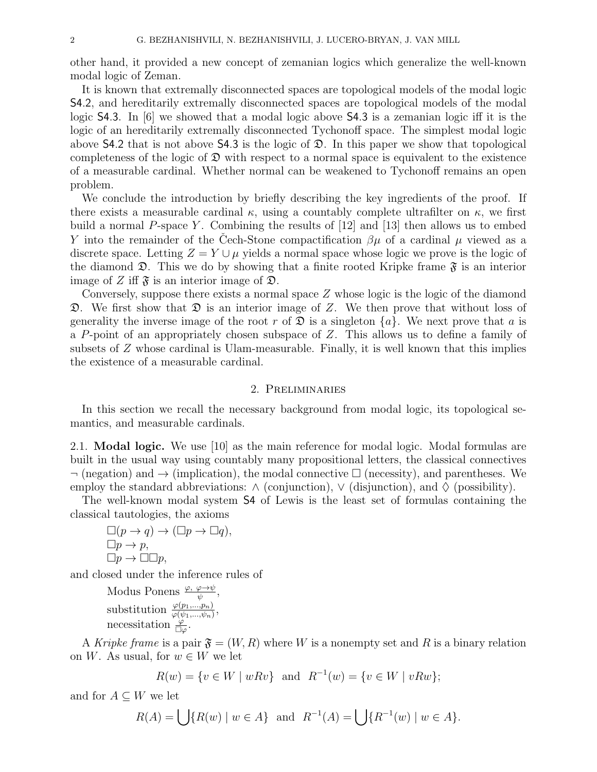other hand, it provided a new concept of zemanian logics which generalize the well-known modal logic of Zeman.

It is known that extremally disconnected spaces are topological models of the modal logic S4.2, and hereditarily extremally disconnected spaces are topological models of the modal logic S4.3. In [6] we showed that a modal logic above S4.3 is a zemanian logic iff it is the logic of an hereditarily extremally disconnected Tychonoff space. The simplest modal logic above S4.2 that is not above S4.3 is the logic of $\mathfrak{D}$. In this paper we show that topological completeness of the logic of $\mathfrak{D}$ with respect to a normal space is equivalent to the existence of a measurable cardinal. Whether normal can be weakened to Tychonoff remains an open problem.

We conclude the introduction by briefly describing the key ingredients of the proof. If there exists a measurable cardinal $\kappa$, using a countably complete ultrafilter on $\kappa$, we first build a normal $P$-space $Y$. Combining the results of [12] and [13] then allows us to embed $Y$ into the remainder of the Čech-Stone compactification $\beta\mu$ of a cardinal $\mu$ viewed as a discrete space. Letting $Z = Y \cup \mu$ yields a normal space whose logic we prove is the logic of the diamond $\mathfrak{D}$. This we do by showing that a finite rooted Kripke frame $\mathfrak{F}$ is an interior image of $Z$ iff $\mathfrak{F}$ is an interior image of $\mathfrak{D}$.

Conversely, suppose there exists a normal space $Z$ whose logic is the logic of the diamond $\mathfrak{D}$. We first show that $\mathfrak{D}$ is an interior image of $Z$. We then prove that without loss of generality the inverse image of the root $r$ of $\mathfrak{D}$ is a singleton $\{a\}$. We next prove that $a$ is a $P$-point of an appropriately chosen subspace of $Z$. This allows us to define a family of subsets of $Z$ whose cardinal is Ulam-measurable. Finally, it is well known that this implies the existence of a measurable cardinal.

## 2. Preliminaries

In this section we recall the necessary background from modal logic, its topological semantics, and measurable cardinals.

**2.1. Modal logic.** We use [10] as the main reference for modal logic. Modal formulas are built in the usual way using countably many propositional letters, the classical connectives $\neg$ (negation) and $\to$ (implication), the modal connective $\Box$ (necessity), and parentheses. We employ the standard abbreviations: $\wedge$ (conjunction), $\vee$ (disjunction), and $\Diamond$ (possibility).

The well-known modal system S4 of Lewis is the least set of formulas containing the classical tautologies, the axioms

$\Box(p \to q) \to (\Box p \to \Box q)$,
$\Box p \to p$,
$\Box p \to \Box\Box p$,

and closed under the inference rules of

Modus Ponens $\frac{\varphi,\ \varphi \to \psi}{\psi}$,
substitution $\frac{\varphi(p_1,\dots,p_n)}{\varphi(\psi_1,\dots,\psi_n)}$,
necessitation $\frac{\varphi}{\Box\varphi}$.

A *Kripke frame* is a pair $\mathfrak{F} = (W, R)$ where $W$ is a nonempty set and $R$ is a binary relation on $W$. As usual, for $w \in W$ we let

$$R(w) = \{v \in W \mid wRv\} \ \text{ and } \ R^{-1}(w) = \{v \in W \mid vRw\};$$

and for $A \subseteq W$ we let

$$R(A) = \bigcup\{R(w) \mid w \in A\} \ \text{ and } \ R^{-1}(A) = \bigcup\{R^{-1}(w) \mid w \in A\}.$$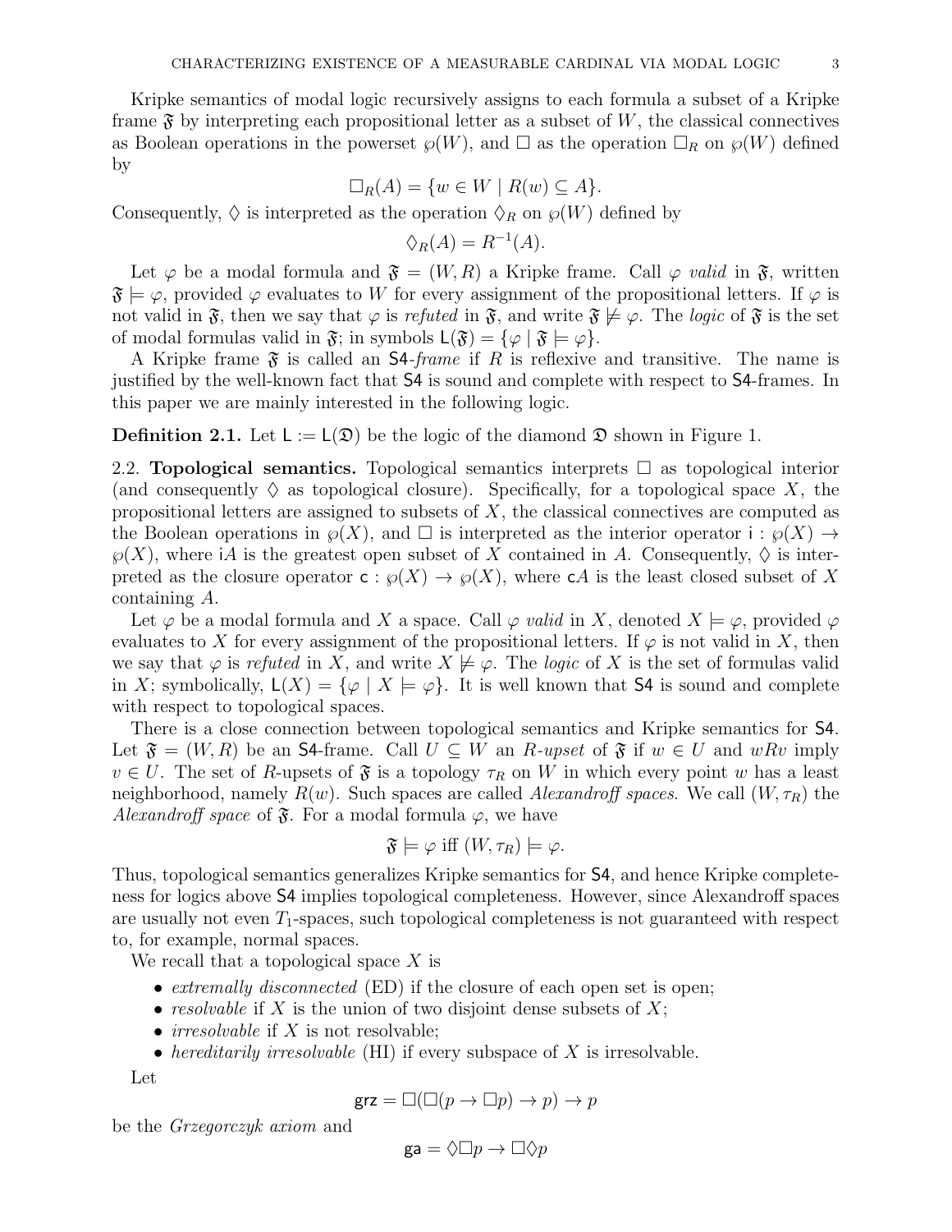Kripke semantics of modal logic recursively assigns to each formula a subset of a Kripke frame $\mathfrak{F}$ by interpreting each propositional letter as a subset of $W$, the classical connectives as Boolean operations in the powerset $\wp(W)$, and $\Box$ as the operation $\Box_R$ on $\wp(W)$ defined by

$$\Box_R(A) = \{w \in W \mid R(w) \subseteq A\}.$$

Consequently, $\Diamond$ is interpreted as the operation $\Diamond_R$ on $\wp(W)$ defined by

$$\Diamond_R(A) = R^{-1}(A).$$

Let $\varphi$ be a modal formula and $\mathfrak{F} = (W, R)$ a Kripke frame. Call $\varphi$ *valid* in $\mathfrak{F}$, written $\mathfrak{F} \models \varphi$, provided $\varphi$ evaluates to $W$ for every assignment of the propositional letters. If $\varphi$ is not valid in $\mathfrak{F}$, then we say that $\varphi$ is *refuted* in $\mathfrak{F}$, and write $\mathfrak{F} \not\models \varphi$. The *logic* of $\mathfrak{F}$ is the set of modal formulas valid in $\mathfrak{F}$; in symbols $\mathsf{L}(\mathfrak{F}) = \{\varphi \mid \mathfrak{F} \models \varphi\}$.

A Kripke frame $\mathfrak{F}$ is called an $\mathsf{S4}$-*frame* if $R$ is reflexive and transitive. The name is justified by the well-known fact that $\mathsf{S4}$ is sound and complete with respect to $\mathsf{S4}$-frames. In this paper we are mainly interested in the following logic.

**Definition 2.1.** Let $\mathsf{L} := \mathsf{L}(\mathfrak{D})$ be the logic of the diamond $\mathfrak{D}$ shown in Figure 1.

2.2. **Topological semantics.** Topological semantics interprets $\Box$ as topological interior (and consequently $\Diamond$ as topological closure). Specifically, for a topological space $X$, the propositional letters are assigned to subsets of $X$, the classical connectives are computed as the Boolean operations in $\wp(X)$, and $\Box$ is interpreted as the interior operator $\mathsf{i} : \wp(X) \to \wp(X)$, where $\mathsf{i}A$ is the greatest open subset of $X$ contained in $A$. Consequently, $\Diamond$ is interpreted as the closure operator $\mathsf{c} : \wp(X) \to \wp(X)$, where $\mathsf{c}A$ is the least closed subset of $X$ containing $A$.

Let $\varphi$ be a modal formula and $X$ a space. Call $\varphi$ *valid* in $X$, denoted $X \models \varphi$, provided $\varphi$ evaluates to $X$ for every assignment of the propositional letters. If $\varphi$ is not valid in $X$, then we say that $\varphi$ is *refuted* in $X$, and write $X \not\models \varphi$. The *logic* of $X$ is the set of formulas valid in $X$; symbolically, $\mathsf{L}(X) = \{\varphi \mid X \models \varphi\}$. It is well known that $\mathsf{S4}$ is sound and complete with respect to topological spaces.

There is a close connection between topological semantics and Kripke semantics for $\mathsf{S4}$. Let $\mathfrak{F} = (W, R)$ be an $\mathsf{S4}$-frame. Call $U \subseteq W$ an $R$-*upset* of $\mathfrak{F}$ if $w \in U$ and $wRv$ imply $v \in U$. The set of $R$-upsets of $\mathfrak{F}$ is a topology $\tau_R$ on $W$ in which every point $w$ has a least neighborhood, namely $R(w)$. Such spaces are called *Alexandroff spaces*. We call $(W, \tau_R)$ the *Alexandroff space* of $\mathfrak{F}$. For a modal formula $\varphi$, we have

$$\mathfrak{F} \models \varphi \text{ iff } (W, \tau_R) \models \varphi.$$

Thus, topological semantics generalizes Kripke semantics for $\mathsf{S4}$, and hence Kripke completeness for logics above $\mathsf{S4}$ implies topological completeness. However, since Alexandroff spaces are usually not even $T_1$-spaces, such topological completeness is not guaranteed with respect to, for example, normal spaces.

We recall that a topological space $X$ is

- *extremally disconnected* (ED) if the closure of each open set is open;
- *resolvable* if $X$ is the union of two disjoint dense subsets of $X$;
- *irresolvable* if $X$ is not resolvable;
- *hereditarily irresolvable* (HI) if every subspace of $X$ is irresolvable.

Let

$$\mathsf{grz} = \Box(\Box(p \to \Box p) \to p) \to p$$

be the *Grzegorczyk axiom* and

$$\mathsf{ga} = \Diamond\Box p \to \Box\Diamond p$$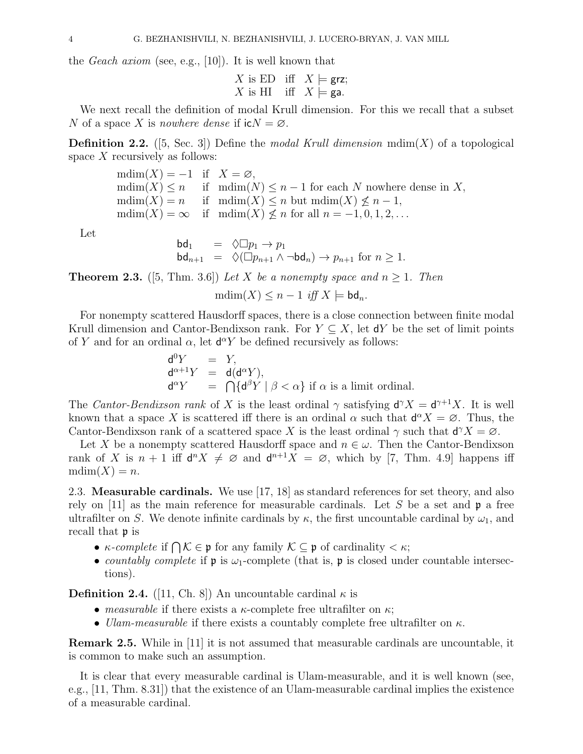the *Geach axiom* (see, e.g., [10]). It is well known that

$$\begin{array}{ll} X \text{ is ED} & \text{iff} \quad X \models \mathsf{grz}; \\ X \text{ is HI} & \text{iff} \quad X \models \mathsf{ga}. \end{array}$$

We next recall the definition of modal Krull dimension. For this we recall that a subset $N$ of a space $X$ is *nowhere dense* if $\mathsf{ic}N = \varnothing$.

**Definition 2.2.** ([5, Sec. 3]) Define the *modal Krull dimension* $\mathrm{mdim}(X)$ of a topological space $X$ recursively as follows:

$$\begin{array}{lll} \mathrm{mdim}(X) = -1 & \text{if} & X = \varnothing, \\ \mathrm{mdim}(X) \leq n & \text{if} & \mathrm{mdim}(N) \leq n-1 \text{ for each } N \text{ nowhere dense in } X, \\ \mathrm{mdim}(X) = n & \text{if} & \mathrm{mdim}(X) \leq n \text{ but } \mathrm{mdim}(X) \not\leq n-1, \\ \mathrm{mdim}(X) = \infty & \text{if} & \mathrm{mdim}(X) \not\leq n \text{ for all } n = -1, 0, 1, 2, \dots \end{array}$$

Let

$$\begin{array}{lll} \mathsf{bd}_1 & = & \Diamond\Box p_1 \to p_1 \\ \mathsf{bd}_{n+1} & = & \Diamond(\Box p_{n+1} \wedge \neg \mathsf{bd}_n) \to p_{n+1} \text{ for } n \geq 1. \end{array}$$

**Theorem 2.3.** ([5, Thm. 3.6]) *Let $X$ be a nonempty space and $n \geq 1$. Then*

$$\mathrm{mdim}(X) \leq n-1 \textit{ iff } X \models \mathsf{bd}_n.$$

For nonempty scattered Hausdorff spaces, there is a close connection between finite modal Krull dimension and Cantor-Bendixson rank. For $Y \subseteq X$, let $\mathsf{d}Y$ be the set of limit points of $Y$ and for an ordinal $\alpha$, let $\mathsf{d}^\alpha Y$ be defined recursively as follows:

$$\begin{array}{lll} \mathsf{d}^0 Y & = & Y, \\ \mathsf{d}^{\alpha+1} Y & = & \mathsf{d}(\mathsf{d}^\alpha Y), \\ \mathsf{d}^\alpha Y & = & \bigcap \{\mathsf{d}^\beta Y \mid \beta < \alpha\} \text{ if } \alpha \text{ is a limit ordinal.} \end{array}$$

The *Cantor-Bendixson rank* of $X$ is the least ordinal $\gamma$ satisfying $\mathsf{d}^\gamma X = \mathsf{d}^{\gamma+1} X$. It is well known that a space $X$ is scattered iff there is an ordinal $\alpha$ such that $\mathsf{d}^\alpha X = \varnothing$. Thus, the Cantor-Bendixson rank of a scattered space $X$ is the least ordinal $\gamma$ such that $\mathsf{d}^\gamma X = \varnothing$.

Let $X$ be a nonempty scattered Hausdorff space and $n \in \omega$. Then the Cantor-Bendixson rank of $X$ is $n+1$ iff $\mathsf{d}^n X \neq \varnothing$ and $\mathsf{d}^{n+1} X = \varnothing$, which by [7, Thm. 4.9] happens iff $\mathrm{mdim}(X) = n$.

## 2.3. Measurable cardinals.

We use [17, 18] as standard references for set theory, and also rely on [11] as the main reference for measurable cardinals. Let $S$ be a set and $\mathfrak{p}$ a free ultrafilter on $S$. We denote infinite cardinals by $\kappa$, the first uncountable cardinal by $\omega_1$, and recall that $\mathfrak{p}$ is

- $\kappa$*-complete* if $\bigcap \mathcal{K} \in \mathfrak{p}$ for any family $\mathcal{K} \subseteq \mathfrak{p}$ of cardinality $< \kappa$;
- *countably complete* if $\mathfrak{p}$ is $\omega_1$-complete (that is, $\mathfrak{p}$ is closed under countable intersections).

**Definition 2.4.** ([11, Ch. 8]) An uncountable cardinal $\kappa$ is

- *measurable* if there exists a $\kappa$-complete free ultrafilter on $\kappa$;
- *Ulam-measurable* if there exists a countably complete free ultrafilter on $\kappa$.

**Remark 2.5.** While in [11] it is not assumed that measurable cardinals are uncountable, it is common to make such an assumption.

It is clear that every measurable cardinal is Ulam-measurable, and it is well known (see, e.g., [11, Thm. 8.31]) that the existence of an Ulam-measurable cardinal implies the existence of a measurable cardinal.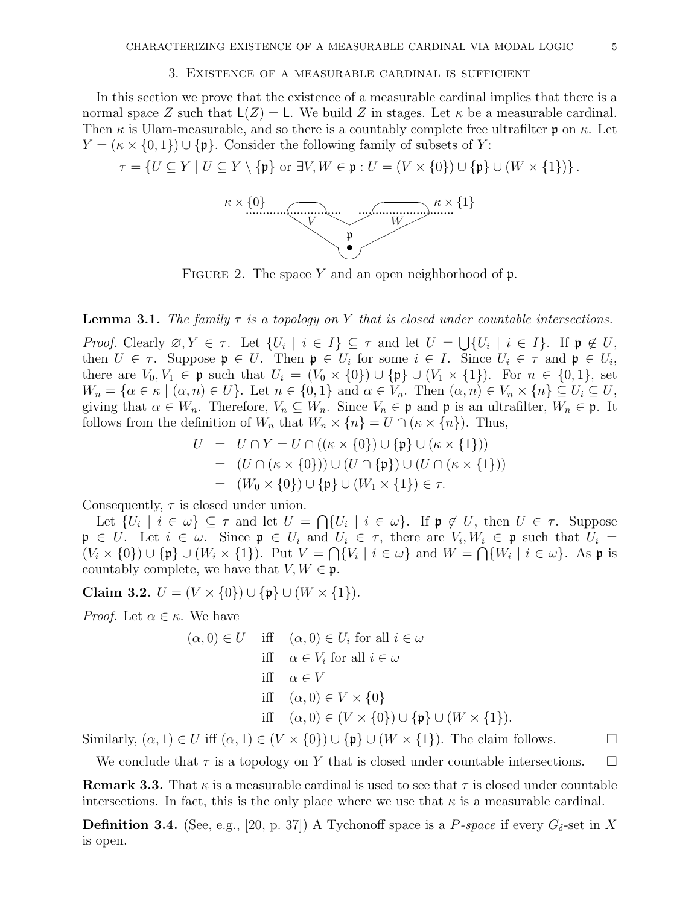## 3. Existence of a measurable cardinal is sufficient

In this section we prove that the existence of a measurable cardinal implies that there is a normal space $Z$ such that $\mathsf{L}(Z) = \mathsf{L}$. We build $Z$ in stages. Let $\kappa$ be a measurable cardinal. Then $\kappa$ is Ulam-measurable, and so there is a countably complete free ultrafilter $\mathfrak{p}$ on $\kappa$. Let $Y = (\kappa \times \{0,1\}) \cup \{\mathfrak{p}\}$. Consider the following family of subsets of $Y$:

$$\tau = \{U \subseteq Y \mid U \subseteq Y \setminus \{\mathfrak{p}\} \text{ or } \exists V, W \in \mathfrak{p} : U = (V \times \{0\}) \cup \{\mathfrak{p}\} \cup (W \times \{1\})\}.$$

Figure 2. The space $Y$ and an open neighborhood of $\mathfrak{p}$.

**Lemma 3.1.** *The family $\tau$ is a topology on $Y$ that is closed under countable intersections.*

*Proof.* Clearly $\varnothing, Y \in \tau$. Let $\{U_i \mid i \in I\} \subseteq \tau$ and let $U = \bigcup\{U_i \mid i \in I\}$. If $\mathfrak{p} \notin U$, then $U \in \tau$. Suppose $\mathfrak{p} \in U$. Then $\mathfrak{p} \in U_i$ for some $i \in I$. Since $U_i \in \tau$ and $\mathfrak{p} \in U_i$, there are $V_0, V_1 \in \mathfrak{p}$ such that $U_i = (V_0 \times \{0\}) \cup \{\mathfrak{p}\} \cup (V_1 \times \{1\})$. For $n \in \{0,1\}$, set $W_n = \{\alpha \in \kappa \mid (\alpha, n) \in U\}$. Let $n \in \{0,1\}$ and $\alpha \in V_n$. Then $(\alpha, n) \in V_n \times \{n\} \subseteq U_i \subseteq U$, giving that $\alpha \in W_n$. Therefore, $V_n \subseteq W_n$. Since $V_n \in \mathfrak{p}$ and $\mathfrak{p}$ is an ultrafilter, $W_n \in \mathfrak{p}$. It follows from the definition of $W_n$ that $W_n \times \{n\} = U \cap (\kappa \times \{n\})$. Thus,

$$\begin{aligned}
U &= U \cap Y = U \cap ((\kappa \times \{0\}) \cup \{\mathfrak{p}\} \cup (\kappa \times \{1\})) \\
&= (U \cap (\kappa \times \{0\})) \cup (U \cap \{\mathfrak{p}\}) \cup (U \cap (\kappa \times \{1\})) \\
&= (W_0 \times \{0\}) \cup \{\mathfrak{p}\} \cup (W_1 \times \{1\}) \in \tau.
\end{aligned}$$

Consequently, $\tau$ is closed under union.

Let $\{U_i \mid i \in \omega\} \subseteq \tau$ and let $U = \bigcap\{U_i \mid i \in \omega\}$. If $\mathfrak{p} \notin U$, then $U \in \tau$. Suppose $\mathfrak{p} \in U$. Let $i \in \omega$. Since $\mathfrak{p} \in U_i$ and $U_i \in \tau$, there are $V_i, W_i \in \mathfrak{p}$ such that $U_i = (V_i \times \{0\}) \cup \{\mathfrak{p}\} \cup (W_i \times \{1\})$. Put $V = \bigcap\{V_i \mid i \in \omega\}$ and $W = \bigcap\{W_i \mid i \in \omega\}$. As $\mathfrak{p}$ is countably complete, we have that $V, W \in \mathfrak{p}$.

**Claim 3.2.** $U = (V \times \{0\}) \cup \{\mathfrak{p}\} \cup (W \times \{1\})$.

*Proof.* Let $\alpha \in \kappa$. We have

$$\begin{aligned}
(\alpha, 0) \in U \quad &\text{iff} \quad (\alpha, 0) \in U_i \text{ for all } i \in \omega \\
&\text{iff} \quad \alpha \in V_i \text{ for all } i \in \omega \\
&\text{iff} \quad \alpha \in V \\
&\text{iff} \quad (\alpha, 0) \in V \times \{0\} \\
&\text{iff} \quad (\alpha, 0) \in (V \times \{0\}) \cup \{\mathfrak{p}\} \cup (W \times \{1\}).
\end{aligned}$$

Similarly, $(\alpha, 1) \in U$ iff $(\alpha, 1) \in (V \times \{0\}) \cup \{\mathfrak{p}\} \cup (W \times \{1\})$. The claim follows. □

We conclude that $\tau$ is a topology on $Y$ that is closed under countable intersections. □

**Remark 3.3.** That $\kappa$ is a measurable cardinal is used to see that $\tau$ is closed under countable intersections. In fact, this is the only place where we use that $\kappa$ is a measurable cardinal.

**Definition 3.4.** (See, e.g., [20, p. 37]) A Tychonoff space is a *$P$-space* if every $G_\delta$-set in $X$ is open.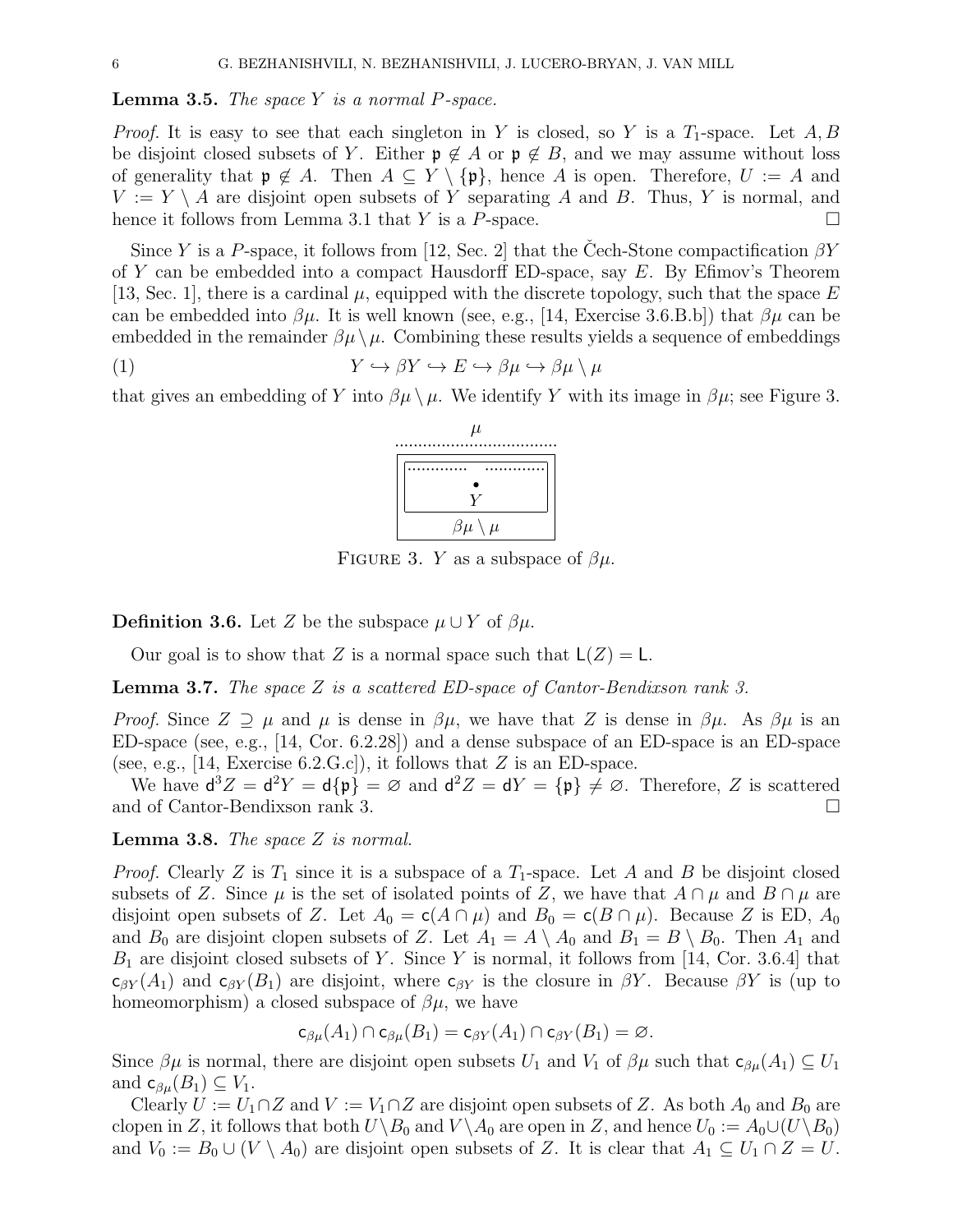**Lemma 3.5.** *The space $Y$ is a normal $P$-space.*

*Proof.* It is easy to see that each singleton in $Y$ is closed, so $Y$ is a $T_1$-space. Let $A, B$ be disjoint closed subsets of $Y$. Either $\mathfrak{p} \notin A$ or $\mathfrak{p} \notin B$, and we may assume without loss of generality that $\mathfrak{p} \notin A$. Then $A \subseteq Y \setminus \{\mathfrak{p}\}$, hence $A$ is open. Therefore, $U := A$ and $V := Y \setminus A$ are disjoint open subsets of $Y$ separating $A$ and $B$. Thus, $Y$ is normal, and hence it follows from Lemma 3.1 that $Y$ is a $P$-space. □

Since $Y$ is a $P$-space, it follows from [12, Sec. 2] that the Čech-Stone compactification $\beta Y$ of $Y$ can be embedded into a compact Hausdorff ED-space, say $E$. By Efimov's Theorem [13, Sec. 1], there is a cardinal $\mu$, equipped with the discrete topology, such that the space $E$ can be embedded into $\beta\mu$. It is well known (see, e.g., [14, Exercise 3.6.B.b]) that $\beta\mu$ can be embedded in the remainder $\beta\mu \setminus \mu$. Combining these results yields a sequence of embeddings

$$Y \hookrightarrow \beta Y \hookrightarrow E \hookrightarrow \beta\mu \hookrightarrow \beta\mu \setminus \mu \tag{1}$$

that gives an embedding of $Y$ into $\beta\mu \setminus \mu$. We identify $Y$ with its image in $\beta\mu$; see Figure 3.

Figure 3. $Y$ as a subspace of $\beta\mu$.

**Definition 3.6.** Let $Z$ be the subspace $\mu \cup Y$ of $\beta\mu$.

Our goal is to show that $Z$ is a normal space such that $\mathsf{L}(Z) = \mathsf{L}$.

**Lemma 3.7.** *The space $Z$ is a scattered ED-space of Cantor-Bendixson rank 3.*

*Proof.* Since $Z \supseteq \mu$ and $\mu$ is dense in $\beta\mu$, we have that $Z$ is dense in $\beta\mu$. As $\beta\mu$ is an ED-space (see, e.g., [14, Cor. 6.2.28]) and a dense subspace of an ED-space is an ED-space (see, e.g., [14, Exercise 6.2.G.c]), it follows that $Z$ is an ED-space.

We have $\mathsf{d}^3 Z = \mathsf{d}^2 Y = \mathsf{d}\{\mathfrak{p}\} = \varnothing$ and $\mathsf{d}^2 Z = \mathsf{d} Y = \{\mathfrak{p}\} \neq \varnothing$. Therefore, $Z$ is scattered and of Cantor-Bendixson rank 3. □

**Lemma 3.8.** *The space $Z$ is normal.*

*Proof.* Clearly $Z$ is $T_1$ since it is a subspace of a $T_1$-space. Let $A$ and $B$ be disjoint closed subsets of $Z$. Since $\mu$ is the set of isolated points of $Z$, we have that $A \cap \mu$ and $B \cap \mu$ are disjoint open subsets of $Z$. Let $A_0 = \mathsf{c}(A \cap \mu)$ and $B_0 = \mathsf{c}(B \cap \mu)$. Because $Z$ is ED, $A_0$ and $B_0$ are disjoint clopen subsets of $Z$. Let $A_1 = A \setminus A_0$ and $B_1 = B \setminus B_0$. Then $A_1$ and $B_1$ are disjoint closed subsets of $Y$. Since $Y$ is normal, it follows from [14, Cor. 3.6.4] that $\mathsf{c}_{\beta Y}(A_1)$ and $\mathsf{c}_{\beta Y}(B_1)$ are disjoint, where $\mathsf{c}_{\beta Y}$ is the closure in $\beta Y$. Because $\beta Y$ is (up to homeomorphism) a closed subspace of $\beta\mu$, we have

$$\mathsf{c}_{\beta\mu}(A_1) \cap \mathsf{c}_{\beta\mu}(B_1) = \mathsf{c}_{\beta Y}(A_1) \cap \mathsf{c}_{\beta Y}(B_1) = \varnothing.$$

Since $\beta\mu$ is normal, there are disjoint open subsets $U_1$ and $V_1$ of $\beta\mu$ such that $\mathsf{c}_{\beta\mu}(A_1) \subseteq U_1$ and $\mathsf{c}_{\beta\mu}(B_1) \subseteq V_1$.

Clearly $U := U_1 \cap Z$ and $V := V_1 \cap Z$ are disjoint open subsets of $Z$. As both $A_0$ and $B_0$ are clopen in $Z$, it follows that both $U \setminus B_0$ and $V \setminus A_0$ are open in $Z$, and hence $U_0 := A_0 \cup (U \setminus B_0)$ and $V_0 := B_0 \cup (V \setminus A_0)$ are disjoint open subsets of $Z$. It is clear that $A_1 \subseteq U_1 \cap Z = U$.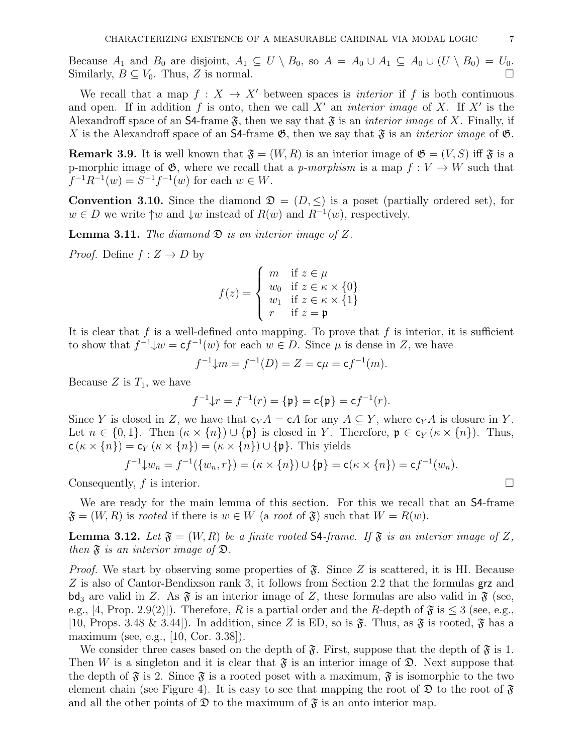Because $A_1$ and $B_0$ are disjoint, $A_1 \subseteq U \setminus B_0$, so $A = A_0 \cup A_1 \subseteq A_0 \cup (U \setminus B_0) = U_0$. Similarly, $B \subseteq V_0$. Thus, $Z$ is normal. □

We recall that a map $f : X \to X'$ between spaces is *interior* if $f$ is both continuous and open. If in addition $f$ is onto, then we call $X'$ an *interior image* of $X$. If $X'$ is the Alexandroff space of an $\mathsf{S4}$-frame $\mathfrak{F}$, then we say that $\mathfrak{F}$ is an *interior image* of $X$. Finally, if $X$ is the Alexandroff space of an $\mathsf{S4}$-frame $\mathfrak{G}$, then we say that $\mathfrak{F}$ is an *interior image* of $\mathfrak{G}$.

**Remark 3.9.** It is well known that $\mathfrak{F} = (W, R)$ is an interior image of $\mathfrak{G} = (V, S)$ iff $\mathfrak{F}$ is a p-morphic image of $\mathfrak{G}$, where we recall that a *p-morphism* is a map $f : V \to W$ such that $f^{-1}R^{-1}(w) = S^{-1}f^{-1}(w)$ for each $w \in W$.

**Convention 3.10.** Since the diamond $\mathfrak{D} = (D, \leq)$ is a poset (partially ordered set), for $w \in D$ we write $\uparrow w$ and $\downarrow w$ instead of $R(w)$ and $R^{-1}(w)$, respectively.

**Lemma 3.11.** *The diamond $\mathfrak{D}$ is an interior image of $Z$.*

*Proof.* Define $f : Z \to D$ by

$$f(z) = \begin{cases} m & \text{if } z \in \mu \\ w_0 & \text{if } z \in \kappa \times \{0\} \\ w_1 & \text{if } z \in \kappa \times \{1\} \\ r & \text{if } z = \mathfrak{p} \end{cases}$$

It is clear that $f$ is a well-defined onto mapping. To prove that $f$ is interior, it is sufficient to show that $f^{-1}{\downarrow}w = \mathsf{c}f^{-1}(w)$ for each $w \in D$. Since $\mu$ is dense in $Z$, we have

$$f^{-1}{\downarrow}m = f^{-1}(D) = Z = \mathsf{c}\mu = \mathsf{c}f^{-1}(m).$$

Because $Z$ is $T_1$, we have

$$f^{-1}{\downarrow}r = f^{-1}(r) = \{\mathfrak{p}\} = \mathsf{c}\{\mathfrak{p}\} = \mathsf{c}f^{-1}(r).$$

Since $Y$ is closed in $Z$, we have that $\mathsf{c}_Y A = \mathsf{c}A$ for any $A \subseteq Y$, where $\mathsf{c}_Y A$ is closure in $Y$. Let $n \in \{0, 1\}$. Then $(\kappa \times \{n\}) \cup \{\mathfrak{p}\}$ is closed in $Y$. Therefore, $\mathfrak{p} \in \mathsf{c}_Y (\kappa \times \{n\})$. Thus, $\mathsf{c}(\kappa \times \{n\}) = \mathsf{c}_Y (\kappa \times \{n\}) = (\kappa \times \{n\}) \cup \{\mathfrak{p}\}$. This yields

$$f^{-1}{\downarrow}w_n = f^{-1}(\{w_n, r\}) = (\kappa \times \{n\}) \cup \{\mathfrak{p}\} = \mathsf{c}(\kappa \times \{n\}) = \mathsf{c}f^{-1}(w_n).$$

Consequently, $f$ is interior. □

We are ready for the main lemma of this section. For this we recall that an $\mathsf{S4}$-frame $\mathfrak{F} = (W, R)$ is *rooted* if there is $w \in W$ (a *root* of $\mathfrak{F}$) such that $W = R(w)$.

**Lemma 3.12.** *Let $\mathfrak{F} = (W, R)$ be a finite rooted $\mathsf{S4}$-frame. If $\mathfrak{F}$ is an interior image of $Z$, then $\mathfrak{F}$ is an interior image of $\mathfrak{D}$.*

*Proof.* We start by observing some properties of $\mathfrak{F}$. Since $Z$ is scattered, it is HI. Because $Z$ is also of Cantor-Bendixson rank 3, it follows from Section 2.2 that the formulas $\mathsf{grz}$ and $\mathsf{bd}_3$ are valid in $Z$. As $\mathfrak{F}$ is an interior image of $Z$, these formulas are also valid in $\mathfrak{F}$ (see, e.g., [4, Prop. 2.9(2)]). Therefore, $R$ is a partial order and the $R$-depth of $\mathfrak{F}$ is $\leq 3$ (see, e.g., [10, Props. 3.48 & 3.44]). In addition, since $Z$ is ED, so is $\mathfrak{F}$. Thus, as $\mathfrak{F}$ is rooted, $\mathfrak{F}$ has a maximum (see, e.g., [10, Cor. 3.38]).

We consider three cases based on the depth of $\mathfrak{F}$. First, suppose that the depth of $\mathfrak{F}$ is 1. Then $W$ is a singleton and it is clear that $\mathfrak{F}$ is an interior image of $\mathfrak{D}$. Next suppose that the depth of $\mathfrak{F}$ is 2. Since $\mathfrak{F}$ is a rooted poset with a maximum, $\mathfrak{F}$ is isomorphic to the two element chain (see Figure 4). It is easy to see that mapping the root of $\mathfrak{D}$ to the root of $\mathfrak{F}$ and all the other points of $\mathfrak{D}$ to the maximum of $\mathfrak{F}$ is an onto interior map.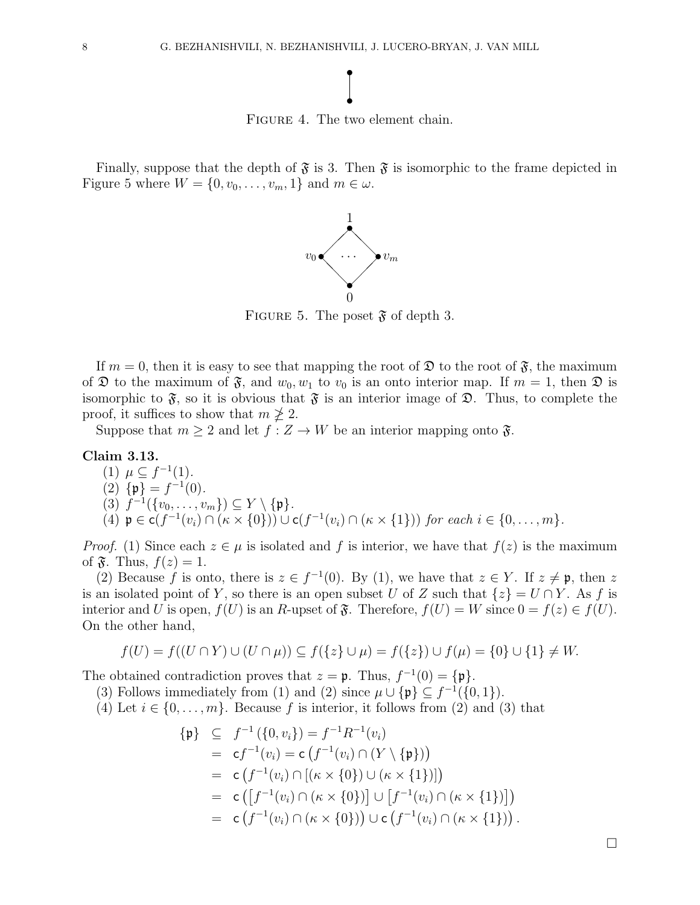FIGURE 4. The two element chain.

Finally, suppose that the depth of $\mathfrak{F}$ is 3. Then $\mathfrak{F}$ is isomorphic to the frame depicted in Figure 5 where $W = \{0, v_0, \ldots, v_m, 1\}$ and $m \in \omega$.

FIGURE 5. The poset $\mathfrak{F}$ of depth 3.

If $m = 0$, then it is easy to see that mapping the root of $\mathfrak{D}$ to the root of $\mathfrak{F}$, the maximum of $\mathfrak{D}$ to the maximum of $\mathfrak{F}$, and $w_0, w_1$ to $v_0$ is an onto interior map. If $m = 1$, then $\mathfrak{D}$ is isomorphic to $\mathfrak{F}$, so it is obvious that $\mathfrak{F}$ is an interior image of $\mathfrak{D}$. Thus, to complete the proof, it suffices to show that $m \not\geq 2$.

Suppose that $m \geq 2$ and let $f : Z \to W$ be an interior mapping onto $\mathfrak{F}$.

**Claim 3.13.**

(1) $\mu \subseteq f^{-1}(1)$.
(2) $\{\mathfrak{p}\} = f^{-1}(0)$.
(3) $f^{-1}(\{v_0, \ldots, v_m\}) \subseteq Y \setminus \{\mathfrak{p}\}$.
(4) $\mathfrak{p} \in \mathsf{c}(f^{-1}(v_i) \cap (\kappa \times \{0\})) \cup \mathsf{c}(f^{-1}(v_i) \cap (\kappa \times \{1\}))$ *for each* $i \in \{0, \ldots, m\}$.

*Proof.* (1) Since each $z \in \mu$ is isolated and $f$ is interior, we have that $f(z)$ is the maximum of $\mathfrak{F}$. Thus, $f(z) = 1$.

(2) Because $f$ is onto, there is $z \in f^{-1}(0)$. By (1), we have that $z \in Y$. If $z \neq \mathfrak{p}$, then $z$ is an isolated point of $Y$, so there is an open subset $U$ of $Z$ such that $\{z\} = U \cap Y$. As $f$ is interior and $U$ is open, $f(U)$ is an $R$-upset of $\mathfrak{F}$. Therefore, $f(U) = W$ since $0 = f(z) \in f(U)$. On the other hand,

$$f(U) = f((U \cap Y) \cup (U \cap \mu)) \subseteq f(\{z\} \cup \mu) = f(\{z\}) \cup f(\mu) = \{0\} \cup \{1\} \neq W.$$

The obtained contradiction proves that $z = \mathfrak{p}$. Thus, $f^{-1}(0) = \{\mathfrak{p}\}$.

(3) Follows immediately from (1) and (2) since $\mu \cup \{\mathfrak{p}\} \subseteq f^{-1}(\{0, 1\})$.

(4) Let $i \in \{0, \ldots, m\}$. Because $f$ is interior, it follows from (2) and (3) that

$$\begin{aligned}
\{\mathfrak{p}\} &\subseteq f^{-1}(\{0, v_i\}) = f^{-1}R^{-1}(v_i) \\
&= \mathsf{c}f^{-1}(v_i) = \mathsf{c}\left(f^{-1}(v_i) \cap (Y \setminus \{\mathfrak{p}\})\right) \\
&= \mathsf{c}\left(f^{-1}(v_i) \cap [(\kappa \times \{0\}) \cup (\kappa \times \{1\})]\right) \\
&= \mathsf{c}\left(\left[f^{-1}(v_i) \cap (\kappa \times \{0\})\right] \cup \left[f^{-1}(v_i) \cap (\kappa \times \{1\})\right]\right) \\
&= \mathsf{c}\left(f^{-1}(v_i) \cap (\kappa \times \{0\})\right) \cup \mathsf{c}\left(f^{-1}(v_i) \cap (\kappa \times \{1\})\right).
\end{aligned}$$

$\square$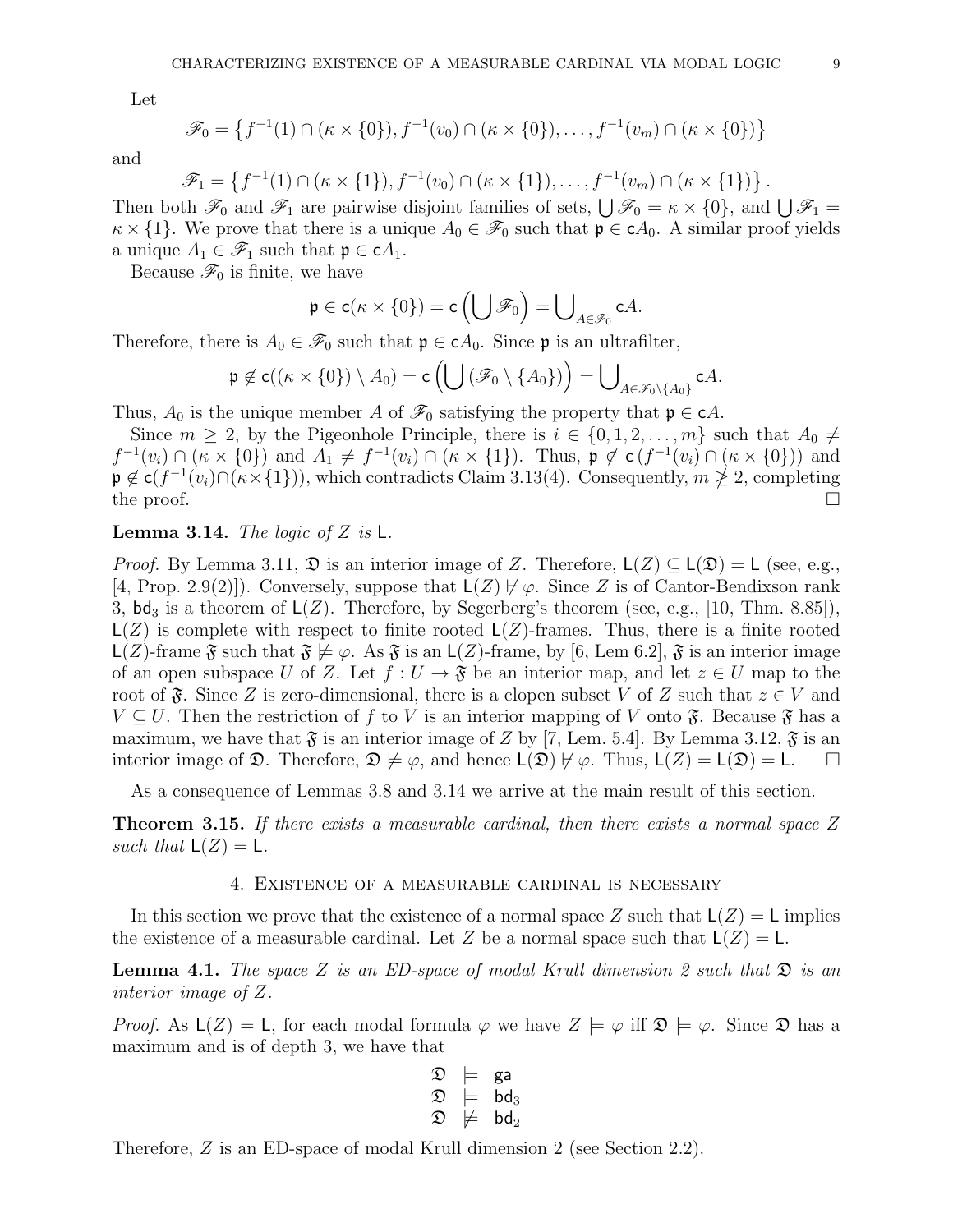Let

$$\mathscr{F}_0 = \left\{ f^{-1}(1) \cap (\kappa \times \{0\}), f^{-1}(v_0) \cap (\kappa \times \{0\}), \dots, f^{-1}(v_m) \cap (\kappa \times \{0\}) \right\}$$

and

$$\mathscr{F}_1 = \left\{ f^{-1}(1) \cap (\kappa \times \{1\}), f^{-1}(v_0) \cap (\kappa \times \{1\}), \dots, f^{-1}(v_m) \cap (\kappa \times \{1\}) \right\}.$$

Then both $\mathscr{F}_0$ and $\mathscr{F}_1$ are pairwise disjoint families of sets, $\bigcup \mathscr{F}_0 = \kappa \times \{0\}$, and $\bigcup \mathscr{F}_1 = \kappa \times \{1\}$. We prove that there is a unique $A_0 \in \mathscr{F}_0$ such that $\mathfrak{p} \in \mathsf{c}A_0$. A similar proof yields a unique $A_1 \in \mathscr{F}_1$ such that $\mathfrak{p} \in \mathsf{c}A_1$.

Because $\mathscr{F}_0$ is finite, we have

$$\mathfrak{p} \in \mathsf{c}(\kappa \times \{0\}) = \mathsf{c}\left(\bigcup \mathscr{F}_0\right) = \bigcup\nolimits_{A \in \mathscr{F}_0} \mathsf{c}A.$$

Therefore, there is $A_0 \in \mathscr{F}_0$ such that $\mathfrak{p} \in \mathsf{c}A_0$. Since $\mathfrak{p}$ is an ultrafilter,

$$\mathfrak{p} \notin \mathsf{c}((\kappa \times \{0\}) \setminus A_0) = \mathsf{c}\left(\bigcup (\mathscr{F}_0 \setminus \{A_0\})\right) = \bigcup\nolimits_{A \in \mathscr{F}_0 \setminus \{A_0\}} \mathsf{c}A.$$

Thus, $A_0$ is the unique member $A$ of $\mathscr{F}_0$ satisfying the property that $\mathfrak{p} \in \mathsf{c}A$.

Since $m \geq 2$, by the Pigeonhole Principle, there is $i \in \{0, 1, 2, \dots, m\}$ such that $A_0 \neq f^{-1}(v_i) \cap (\kappa \times \{0\})$ and $A_1 \neq f^{-1}(v_i) \cap (\kappa \times \{1\})$. Thus, $\mathfrak{p} \notin \mathsf{c}\left(f^{-1}(v_i) \cap (\kappa \times \{0\})\right)$ and $\mathfrak{p} \notin \mathsf{c}(f^{-1}(v_i) \cap (\kappa \times \{1\}))$, which contradicts Claim 3.13(4). Consequently, $m \ngeq 2$, completing the proof. $\square$

**Lemma 3.14.** *The logic of $Z$ is $\mathsf{L}$.*

*Proof.* By Lemma 3.11, $\mathfrak{D}$ is an interior image of $Z$. Therefore, $\mathsf{L}(Z) \subseteq \mathsf{L}(\mathfrak{D}) = \mathsf{L}$ (see, e.g., [4, Prop. 2.9(2)]). Conversely, suppose that $\mathsf{L}(Z) \nvdash \varphi$. Since $Z$ is of Cantor-Bendixson rank 3, $\mathsf{bd}_3$ is a theorem of $\mathsf{L}(Z)$. Therefore, by Segerberg's theorem (see, e.g., [10, Thm. 8.85]), $\mathsf{L}(Z)$ is complete with respect to finite rooted $\mathsf{L}(Z)$-frames. Thus, there is a finite rooted $\mathsf{L}(Z)$-frame $\mathfrak{F}$ such that $\mathfrak{F} \not\models \varphi$. As $\mathfrak{F}$ is an $\mathsf{L}(Z)$-frame, by [6, Lem 6.2], $\mathfrak{F}$ is an interior image of an open subspace $U$ of $Z$. Let $f : U \to \mathfrak{F}$ be an interior map, and let $z \in U$ map to the root of $\mathfrak{F}$. Since $Z$ is zero-dimensional, there is a clopen subset $V$ of $Z$ such that $z \in V$ and $V \subseteq U$. Then the restriction of $f$ to $V$ is an interior mapping of $V$ onto $\mathfrak{F}$. Because $\mathfrak{F}$ has a maximum, we have that $\mathfrak{F}$ is an interior image of $Z$ by [7, Lem. 5.4]. By Lemma 3.12, $\mathfrak{F}$ is an interior image of $\mathfrak{D}$. Therefore, $\mathfrak{D} \not\models \varphi$, and hence $\mathsf{L}(\mathfrak{D}) \nvdash \varphi$. Thus, $\mathsf{L}(Z) = \mathsf{L}(\mathfrak{D}) = \mathsf{L}$. $\square$

As a consequence of Lemmas 3.8 and 3.14 we arrive at the main result of this section.

**Theorem 3.15.** *If there exists a measurable cardinal, then there exists a normal space $Z$ such that $\mathsf{L}(Z) = \mathsf{L}$.*

## 4. Existence of a measurable cardinal is necessary

In this section we prove that the existence of a normal space $Z$ such that $\mathsf{L}(Z) = \mathsf{L}$ implies the existence of a measurable cardinal. Let $Z$ be a normal space such that $\mathsf{L}(Z) = \mathsf{L}$.

**Lemma 4.1.** *The space $Z$ is an ED-space of modal Krull dimension 2 such that $\mathfrak{D}$ is an interior image of $Z$.*

*Proof.* As $\mathsf{L}(Z) = \mathsf{L}$, for each modal formula $\varphi$ we have $Z \models \varphi$ iff $\mathfrak{D} \models \varphi$. Since $\mathfrak{D}$ has a maximum and is of depth 3, we have that

$$\begin{array}{lcl} \mathfrak{D} & \models & \mathsf{ga} \\ \mathfrak{D} & \models & \mathsf{bd}_3 \\ \mathfrak{D} & \not\models & \mathsf{bd}_2 \end{array}$$

Therefore, $Z$ is an ED-space of modal Krull dimension 2 (see Section 2.2).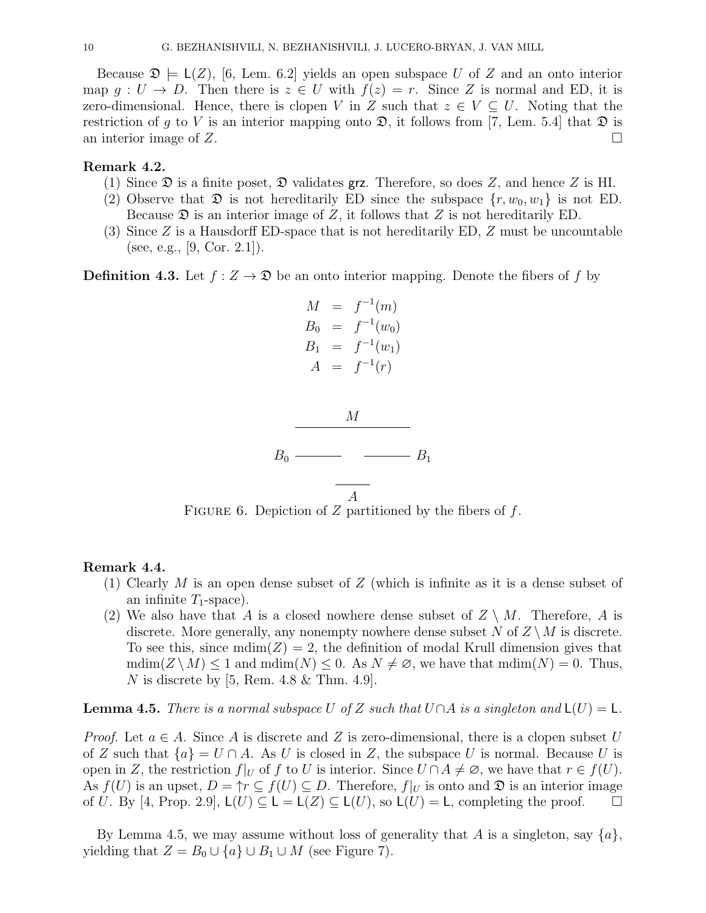Because $\mathfrak{D} \models \mathsf{L}(Z)$, [6, Lem. 6.2] yields an open subspace $U$ of $Z$ and an onto interior map $g : U \to D$. Then there is $z \in U$ with $f(z) = r$. Since $Z$ is normal and ED, it is zero-dimensional. Hence, there is clopen $V$ in $Z$ such that $z \in V \subseteq U$. Noting that the restriction of $g$ to $V$ is an interior mapping onto $\mathfrak{D}$, it follows from [7, Lem. 5.4] that $\mathfrak{D}$ is an interior image of $Z$. □

**Remark 4.2.**

1. Since $\mathfrak{D}$ is a finite poset, $\mathfrak{D}$ validates $\mathsf{grz}$. Therefore, so does $Z$, and hence $Z$ is HI.
2. Observe that $\mathfrak{D}$ is not hereditarily ED since the subspace $\{r, w_0, w_1\}$ is not ED. Because $\mathfrak{D}$ is an interior image of $Z$, it follows that $Z$ is not hereditarily ED.
3. Since $Z$ is a Hausdorff ED-space that is not hereditarily ED, $Z$ must be uncountable (see, e.g., [9, Cor. 2.1]).

**Definition 4.3.** Let $f : Z \to \mathfrak{D}$ be an onto interior mapping. Denote the fibers of $f$ by

$$
\begin{aligned}
M &= f^{-1}(m) \\
B_0 &= f^{-1}(w_0) \\
B_1 &= f^{-1}(w_1) \\
A &= f^{-1}(r)
\end{aligned}
$$

FIGURE 6. Depiction of $Z$ partitioned by the fibers of $f$.

**Remark 4.4.**

1. Clearly $M$ is an open dense subset of $Z$ (which is infinite as it is a dense subset of an infinite $T_1$-space).
2. We also have that $A$ is a closed nowhere dense subset of $Z \setminus M$. Therefore, $A$ is discrete. More generally, any nonempty nowhere dense subset $N$ of $Z \setminus M$ is discrete. To see this, since $\mathrm{mdim}(Z) = 2$, the definition of modal Krull dimension gives that $\mathrm{mdim}(Z \setminus M) \leq 1$ and $\mathrm{mdim}(N) \leq 0$. As $N \neq \varnothing$, we have that $\mathrm{mdim}(N) = 0$. Thus, $N$ is discrete by [5, Rem. 4.8 & Thm. 4.9].

**Lemma 4.5.** *There is a normal subspace $U$ of $Z$ such that $U \cap A$ is a singleton and $\mathsf{L}(U) = \mathsf{L}$.*

*Proof.* Let $a \in A$. Since $A$ is discrete and $Z$ is zero-dimensional, there is a clopen subset $U$ of $Z$ such that $\{a\} = U \cap A$. As $U$ is closed in $Z$, the subspace $U$ is normal. Because $U$ is open in $Z$, the restriction $f|_U$ of $f$ to $U$ is interior. Since $U \cap A \neq \varnothing$, we have that $r \in f(U)$. As $f(U)$ is an upset, $D = {\uparrow} r \subseteq f(U) \subseteq D$. Therefore, $f|_U$ is onto and $\mathfrak{D}$ is an interior image of $U$. By [4, Prop. 2.9], $\mathsf{L}(U) \subseteq \mathsf{L} = \mathsf{L}(Z) \subseteq \mathsf{L}(U)$, so $\mathsf{L}(U) = \mathsf{L}$, completing the proof. □

By Lemma 4.5, we may assume without loss of generality that $A$ is a singleton, say $\{a\}$, yielding that $Z = B_0 \cup \{a\} \cup B_1 \cup M$ (see Figure 7).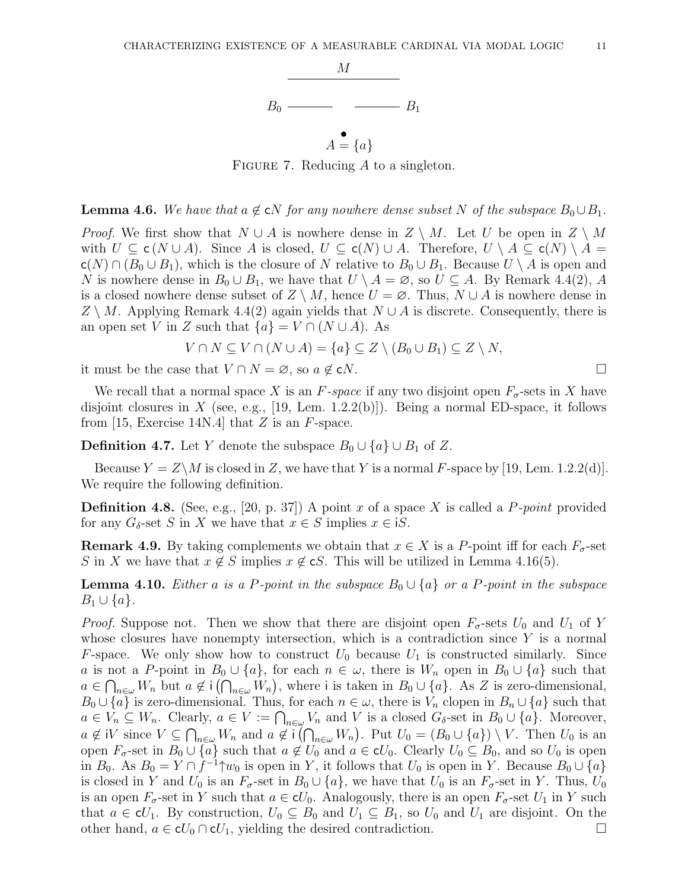$M$

$B_0$ ——— ——— $B_1$

$A = \{a\}$

FIGURE 7. Reducing $A$ to a singleton.

**Lemma 4.6.** *We have that $a \notin \mathsf{c}N$ for any nowhere dense subset $N$ of the subspace $B_0 \cup B_1$.*

*Proof.* We first show that $N \cup A$ is nowhere dense in $Z \setminus M$. Let $U$ be open in $Z \setminus M$ with $U \subseteq \mathsf{c}(N \cup A)$. Since $A$ is closed, $U \subseteq \mathsf{c}(N) \cup A$. Therefore, $U \setminus A \subseteq \mathsf{c}(N) \setminus A = \mathsf{c}(N) \cap (B_0 \cup B_1)$, which is the closure of $N$ relative to $B_0 \cup B_1$. Because $U \setminus A$ is open and $N$ is nowhere dense in $B_0 \cup B_1$, we have that $U \setminus A = \varnothing$, so $U \subseteq A$. By Remark 4.4(2), $A$ is a closed nowhere dense subset of $Z \setminus M$, hence $U = \varnothing$. Thus, $N \cup A$ is nowhere dense in $Z \setminus M$. Applying Remark 4.4(2) again yields that $N \cup A$ is discrete. Consequently, there is an open set $V$ in $Z$ such that $\{a\} = V \cap (N \cup A)$. As

$$V \cap N \subseteq V \cap (N \cup A) = \{a\} \subseteq Z \setminus (B_0 \cup B_1) \subseteq Z \setminus N,$$

it must be the case that $V \cap N = \varnothing$, so $a \notin \mathsf{c}N$. □

We recall that a normal space $X$ is an *$F$-space* if any two disjoint open $F_\sigma$-sets in $X$ have disjoint closures in $X$ (see, e.g., [19, Lem. 1.2.2(b)]). Being a normal ED-space, it follows from [15, Exercise 14N.4] that $Z$ is an $F$-space.

**Definition 4.7.** Let $Y$ denote the subspace $B_0 \cup \{a\} \cup B_1$ of $Z$.

Because $Y = Z \setminus M$ is closed in $Z$, we have that $Y$ is a normal $F$-space by [19, Lem. 1.2.2(d)]. We require the following definition.

**Definition 4.8.** (See, e.g., [20, p. 37]) A point $x$ of a space $X$ is called a *$P$-point* provided for any $G_\delta$-set $S$ in $X$ we have that $x \in S$ implies $x \in \mathsf{i}S$.

**Remark 4.9.** By taking complements we obtain that $x \in X$ is a $P$-point iff for each $F_\sigma$-set $S$ in $X$ we have that $x \notin S$ implies $x \notin \mathsf{c}S$. This will be utilized in Lemma 4.16(5).

**Lemma 4.10.** *Either $a$ is a $P$-point in the subspace $B_0 \cup \{a\}$ or a $P$-point in the subspace $B_1 \cup \{a\}$.*

*Proof.* Suppose not. Then we show that there are disjoint open $F_\sigma$-sets $U_0$ and $U_1$ of $Y$ whose closures have nonempty intersection, which is a contradiction since $Y$ is a normal $F$-space. We only show how to construct $U_0$ because $U_1$ is constructed similarly. Since $a$ is not a $P$-point in $B_0 \cup \{a\}$, for each $n \in \omega$, there is $W_n$ open in $B_0 \cup \{a\}$ such that $a \in \bigcap_{n\in\omega} W_n$ but $a \notin \mathsf{i}\left(\bigcap_{n\in\omega} W_n\right)$, where $\mathsf{i}$ is taken in $B_0 \cup \{a\}$. As $Z$ is zero-dimensional, $B_0 \cup \{a\}$ is zero-dimensional. Thus, for each $n \in \omega$, there is $V_n$ clopen in $B_n \cup \{a\}$ such that $a \in V_n \subseteq W_n$. Clearly, $a \in V := \bigcap_{n\in\omega} V_n$ and $V$ is a closed $G_\delta$-set in $B_0 \cup \{a\}$. Moreover, $a \notin \mathsf{i}V$ since $V \subseteq \bigcap_{n\in\omega} W_n$ and $a \notin \mathsf{i}\left(\bigcap_{n\in\omega} W_n\right)$. Put $U_0 = (B_0 \cup \{a\}) \setminus V$. Then $U_0$ is an open $F_\sigma$-set in $B_0 \cup \{a\}$ such that $a \notin U_0$ and $a \in \mathsf{c}U_0$. Clearly $U_0 \subseteq B_0$, and so $U_0$ is open in $B_0$. As $B_0 = Y \cap f^{-1}{\uparrow}w_0$ is open in $Y$, it follows that $U_0$ is open in $Y$. Because $B_0 \cup \{a\}$ is closed in $Y$ and $U_0$ is an $F_\sigma$-set in $B_0 \cup \{a\}$, we have that $U_0$ is an $F_\sigma$-set in $Y$. Thus, $U_0$ is an open $F_\sigma$-set in $Y$ such that $a \in \mathsf{c}U_0$. Analogously, there is an open $F_\sigma$-set $U_1$ in $Y$ such that $a \in \mathsf{c}U_1$. By construction, $U_0 \subseteq B_0$ and $U_1 \subseteq B_1$, so $U_0$ and $U_1$ are disjoint. On the other hand, $a \in \mathsf{c}U_0 \cap \mathsf{c}U_1$, yielding the desired contradiction. □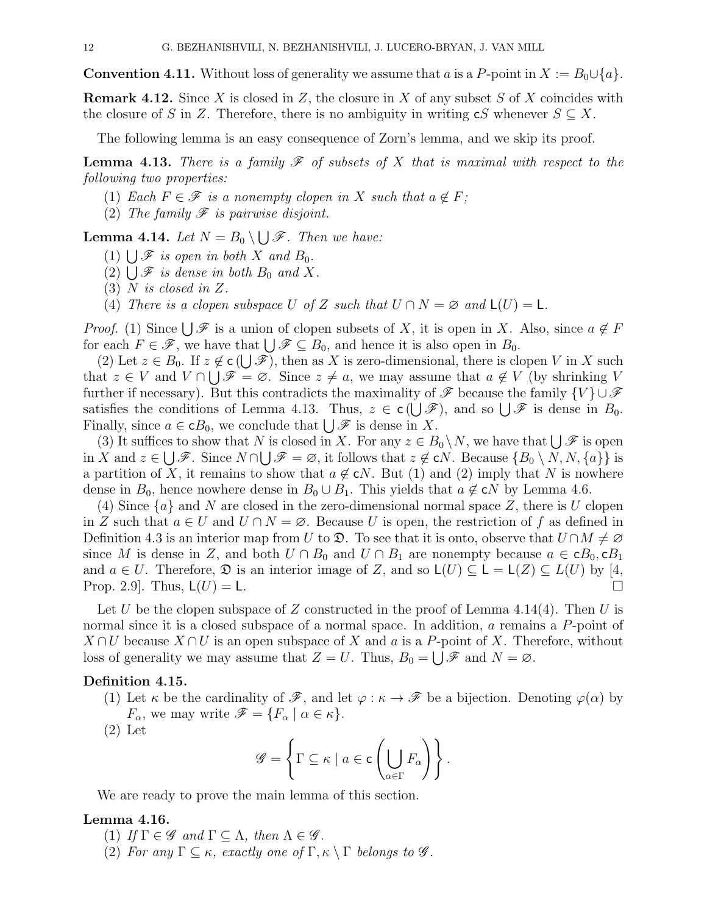**Convention 4.11.** Without loss of generality we assume that $a$ is a $P$-point in $X := B_0 \cup \{a\}$.

**Remark 4.12.** Since $X$ is closed in $Z$, the closure in $X$ of any subset $S$ of $X$ coincides with the closure of $S$ in $Z$. Therefore, there is no ambiguity in writing $\mathsf{c}S$ whenever $S \subseteq X$.

The following lemma is an easy consequence of Zorn's lemma, and we skip its proof.

**Lemma 4.13.** *There is a family $\mathscr{F}$ of subsets of $X$ that is maximal with respect to the following two properties:*

1. *Each $F \in \mathscr{F}$ is a nonempty clopen in $X$ such that $a \notin F$;*
2. *The family $\mathscr{F}$ is pairwise disjoint.*

**Lemma 4.14.** *Let $N = B_0 \setminus \bigcup \mathscr{F}$. Then we have:*

1. *$\bigcup \mathscr{F}$ is open in both $X$ and $B_0$.*
2. *$\bigcup \mathscr{F}$ is dense in both $B_0$ and $X$.*
3. *$N$ is closed in $Z$.*
4. *There is a clopen subspace $U$ of $Z$ such that $U \cap N = \varnothing$ and $\mathsf{L}(U) = \mathsf{L}$.*

*Proof.* (1) Since $\bigcup \mathscr{F}$ is a union of clopen subsets of $X$, it is open in $X$. Also, since $a \notin F$ for each $F \in \mathscr{F}$, we have that $\bigcup \mathscr{F} \subseteq B_0$, and hence it is also open in $B_0$.

(2) Let $z \in B_0$. If $z \notin \mathsf{c}\left(\bigcup \mathscr{F}\right)$, then as $X$ is zero-dimensional, there is clopen $V$ in $X$ such that $z \in V$ and $V \cap \bigcup \mathscr{F} = \varnothing$. Since $z \neq a$, we may assume that $a \notin V$ (by shrinking $V$ further if necessary). But this contradicts the maximality of $\mathscr{F}$ because the family $\{V\} \cup \mathscr{F}$ satisfies the conditions of Lemma 4.13. Thus, $z \in \mathsf{c}\left(\bigcup \mathscr{F}\right)$, and so $\bigcup \mathscr{F}$ is dense in $B_0$. Finally, since $a \in \mathsf{c}B_0$, we conclude that $\bigcup \mathscr{F}$ is dense in $X$.

(3) It suffices to show that $N$ is closed in $X$. For any $z \in B_0 \setminus N$, we have that $\bigcup \mathscr{F}$ is open in $X$ and $z \in \bigcup \mathscr{F}$. Since $N \cap \bigcup \mathscr{F} = \varnothing$, it follows that $z \notin \mathsf{c}N$. Because $\{B_0 \setminus N, N, \{a\}\}$ is a partition of $X$, it remains to show that $a \notin \mathsf{c}N$. But (1) and (2) imply that $N$ is nowhere dense in $B_0$, hence nowhere dense in $B_0 \cup B_1$. This yields that $a \notin \mathsf{c}N$ by Lemma 4.6.

(4) Since $\{a\}$ and $N$ are closed in the zero-dimensional normal space $Z$, there is $U$ clopen in $Z$ such that $a \in U$ and $U \cap N = \varnothing$. Because $U$ is open, the restriction of $f$ as defined in Definition 4.3 is an interior map from $U$ to $\mathfrak{D}$. To see that it is onto, observe that $U \cap M \neq \varnothing$ since $M$ is dense in $Z$, and both $U \cap B_0$ and $U \cap B_1$ are nonempty because $a \in \mathsf{c}B_0, \mathsf{c}B_1$ and $a \in U$. Therefore, $\mathfrak{D}$ is an interior image of $Z$, and so $\mathsf{L}(U) \subseteq \mathsf{L} = \mathsf{L}(Z) \subseteq L(U)$ by [4, Prop. 2.9]. Thus, $\mathsf{L}(U) = \mathsf{L}$. □

Let $U$ be the clopen subspace of $Z$ constructed in the proof of Lemma 4.14(4). Then $U$ is normal since it is a closed subspace of a normal space. In addition, $a$ remains a $P$-point of $X \cap U$ because $X \cap U$ is an open subspace of $X$ and $a$ is a $P$-point of $X$. Therefore, without loss of generality we may assume that $Z = U$. Thus, $B_0 = \bigcup \mathscr{F}$ and $N = \varnothing$.

**Definition 4.15.**

1. Let $\kappa$ be the cardinality of $\mathscr{F}$, and let $\varphi : \kappa \to \mathscr{F}$ be a bijection. Denoting $\varphi(\alpha)$ by $F_\alpha$, we may write $\mathscr{F} = \{F_\alpha \mid \alpha \in \kappa\}$.
2. Let
$$\mathscr{G} = \left\{ \Gamma \subseteq \kappa \mid a \in \mathsf{c}\left( \bigcup_{\alpha \in \Gamma} F_\alpha \right) \right\}.$$

We are ready to prove the main lemma of this section.

**Lemma 4.16.**

1. *If $\Gamma \in \mathscr{G}$ and $\Gamma \subseteq \Lambda$, then $\Lambda \in \mathscr{G}$.*
2. *For any $\Gamma \subseteq \kappa$, exactly one of $\Gamma, \kappa \setminus \Gamma$ belongs to $\mathscr{G}$.*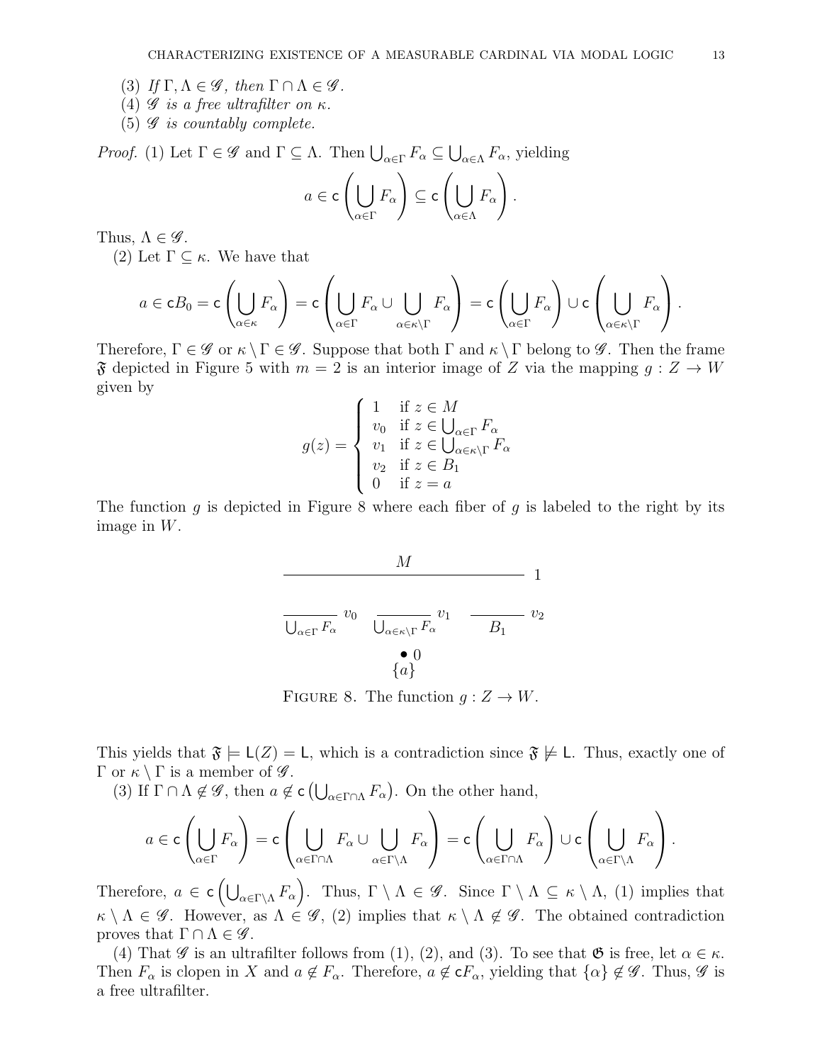(3) *If $\Gamma, \Lambda \in \mathscr{G}$, then $\Gamma \cap \Lambda \in \mathscr{G}$.*
(4) *$\mathscr{G}$ is a free ultrafilter on $\kappa$.*
(5) *$\mathscr{G}$ is countably complete.*

*Proof.* (1) Let $\Gamma \in \mathscr{G}$ and $\Gamma \subseteq \Lambda$. Then $\bigcup_{\alpha \in \Gamma} F_\alpha \subseteq \bigcup_{\alpha \in \Lambda} F_\alpha$, yielding

$$a \in \mathsf{c}\left(\bigcup_{\alpha \in \Gamma} F_\alpha\right) \subseteq \mathsf{c}\left(\bigcup_{\alpha \in \Lambda} F_\alpha\right).$$

Thus, $\Lambda \in \mathscr{G}$.

(2) Let $\Gamma \subseteq \kappa$. We have that

$$a \in \mathsf{c}B_0 = \mathsf{c}\left(\bigcup_{\alpha \in \kappa} F_\alpha\right) = \mathsf{c}\left(\bigcup_{\alpha \in \Gamma} F_\alpha \cup \bigcup_{\alpha \in \kappa \setminus \Gamma} F_\alpha\right) = \mathsf{c}\left(\bigcup_{\alpha \in \Gamma} F_\alpha\right) \cup \mathsf{c}\left(\bigcup_{\alpha \in \kappa \setminus \Gamma} F_\alpha\right).$$

Therefore, $\Gamma \in \mathscr{G}$ or $\kappa \setminus \Gamma \in \mathscr{G}$. Suppose that both $\Gamma$ and $\kappa \setminus \Gamma$ belong to $\mathscr{G}$. Then the frame $\mathfrak{F}$ depicted in Figure 5 with $m = 2$ is an interior image of $Z$ via the mapping $g : Z \to W$ given by

$$g(z) = \begin{cases} 1 & \text{if } z \in M \\ v_0 & \text{if } z \in \bigcup_{\alpha \in \Gamma} F_\alpha \\ v_1 & \text{if } z \in \bigcup_{\alpha \in \kappa \setminus \Gamma} F_\alpha \\ v_2 & \text{if } z \in B_1 \\ 0 & \text{if } z = a \end{cases}$$

The function $g$ is depicted in Figure 8 where each fiber of $g$ is labeled to the right by its image in $W$.

FIGURE 8. The function $g : Z \to W$.

This yields that $\mathfrak{F} \models \mathsf{L}(Z) = \mathsf{L}$, which is a contradiction since $\mathfrak{F} \not\models \mathsf{L}$. Thus, exactly one of $\Gamma$ or $\kappa \setminus \Gamma$ is a member of $\mathscr{G}$.

(3) If $\Gamma \cap \Lambda \notin \mathscr{G}$, then $a \notin \mathsf{c}\left(\bigcup_{\alpha \in \Gamma \cap \Lambda} F_\alpha\right)$. On the other hand,

$$a \in \mathsf{c}\left(\bigcup_{\alpha \in \Gamma} F_\alpha\right) = \mathsf{c}\left(\bigcup_{\alpha \in \Gamma \cap \Lambda} F_\alpha \cup \bigcup_{\alpha \in \Gamma \setminus \Lambda} F_\alpha\right) = \mathsf{c}\left(\bigcup_{\alpha \in \Gamma \cap \Lambda} F_\alpha\right) \cup \mathsf{c}\left(\bigcup_{\alpha \in \Gamma \setminus \Lambda} F_\alpha\right).$$

Therefore, $a \in \mathsf{c}\left(\bigcup_{\alpha \in \Gamma \setminus \Lambda} F_\alpha\right)$. Thus, $\Gamma \setminus \Lambda \in \mathscr{G}$. Since $\Gamma \setminus \Lambda \subseteq \kappa \setminus \Lambda$, (1) implies that $\kappa \setminus \Lambda \in \mathscr{G}$. However, as $\Lambda \in \mathscr{G}$, (2) implies that $\kappa \setminus \Lambda \notin \mathscr{G}$. The obtained contradiction proves that $\Gamma \cap \Lambda \in \mathscr{G}$.

(4) That $\mathscr{G}$ is an ultrafilter follows from (1), (2), and (3). To see that $\mathfrak{G}$ is free, let $\alpha \in \kappa$. Then $F_\alpha$ is clopen in $X$ and $a \notin F_\alpha$. Therefore, $a \notin \mathsf{c}F_\alpha$, yielding that $\{\alpha\} \notin \mathscr{G}$. Thus, $\mathscr{G}$ is a free ultrafilter.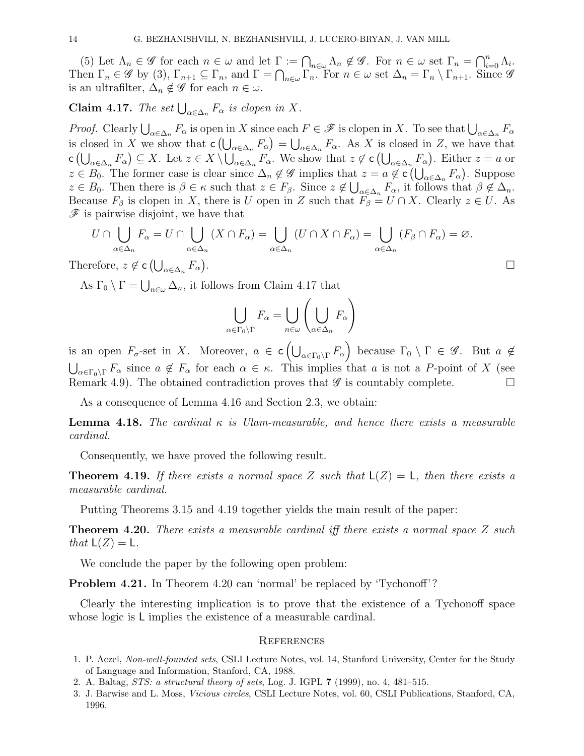(5) Let $\Lambda_n \in \mathscr{G}$ for each $n \in \omega$ and let $\Gamma := \bigcap_{n\in\omega} \Lambda_n \notin \mathscr{G}$. For $n \in \omega$ set $\Gamma_n = \bigcap_{i=0}^{n} \Lambda_i$. Then $\Gamma_n \in \mathscr{G}$ by (3), $\Gamma_{n+1} \subseteq \Gamma_n$, and $\Gamma = \bigcap_{n\in\omega} \Gamma_n$. For $n \in \omega$ set $\Delta_n = \Gamma_n \setminus \Gamma_{n+1}$. Since $\mathscr{G}$ is an ultrafilter, $\Delta_n \notin \mathscr{G}$ for each $n \in \omega$.

**Claim 4.17.** *The set $\bigcup_{\alpha\in\Delta_n} F_\alpha$ is clopen in $X$.*

*Proof.* Clearly $\bigcup_{\alpha\in\Delta_n} F_\alpha$ is open in $X$ since each $F \in \mathscr{F}$ is clopen in $X$. To see that $\bigcup_{\alpha\in\Delta_n} F_\alpha$ is closed in $X$ we show that $\mathsf{c}\left(\bigcup_{\alpha\in\Delta_n} F_\alpha\right) = \bigcup_{\alpha\in\Delta_n} F_\alpha$. As $X$ is closed in $Z$, we have that $\mathsf{c}\left(\bigcup_{\alpha\in\Delta_n} F_\alpha\right) \subseteq X$. Let $z \in X \setminus \bigcup_{\alpha\in\Delta_n} F_\alpha$. We show that $z \notin \mathsf{c}\left(\bigcup_{\alpha\in\Delta_n} F_\alpha\right)$. Either $z = a$ or $z \in B_0$. The former case is clear since $\Delta_n \notin \mathscr{G}$ implies that $z = a \notin \mathsf{c}\left(\bigcup_{\alpha\in\Delta_n} F_\alpha\right)$. Suppose $z \in B_0$. Then there is $\beta \in \kappa$ such that $z \in F_\beta$. Since $z \notin \bigcup_{\alpha\in\Delta_n} F_\alpha$, it follows that $\beta \notin \Delta_n$. Because $F_\beta$ is clopen in $X$, there is $U$ open in $Z$ such that $F_\beta = U \cap X$. Clearly $z \in U$. As $\mathscr{F}$ is pairwise disjoint, we have that

$$U \cap \bigcup_{\alpha\in\Delta_n} F_\alpha = U \cap \bigcup_{\alpha\in\Delta_n} (X \cap F_\alpha) = \bigcup_{\alpha\in\Delta_n} (U \cap X \cap F_\alpha) = \bigcup_{\alpha\in\Delta_n} (F_\beta \cap F_\alpha) = \varnothing.$$

Therefore, $z \notin \mathsf{c}\left(\bigcup_{\alpha\in\Delta_n} F_\alpha\right)$. ☐

As $\Gamma_0 \setminus \Gamma = \bigcup_{n\in\omega} \Delta_n$, it follows from Claim 4.17 that

$$\bigcup_{\alpha\in\Gamma_0\setminus\Gamma} F_\alpha = \bigcup_{n\in\omega}\left(\bigcup_{\alpha\in\Delta_n} F_\alpha\right)$$

is an open $F_\sigma$-set in $X$. Moreover, $a \in \mathsf{c}\left(\bigcup_{\alpha\in\Gamma_0\setminus\Gamma} F_\alpha\right)$ because $\Gamma_0 \setminus \Gamma \in \mathscr{G}$. But $a \notin \bigcup_{\alpha\in\Gamma_0\setminus\Gamma} F_\alpha$ since $a \notin F_\alpha$ for each $\alpha \in \kappa$. This implies that $a$ is not a $P$-point of $X$ (see Remark 4.9). The obtained contradiction proves that $\mathscr{G}$ is countably complete. ☐

As a consequence of Lemma 4.16 and Section 2.3, we obtain:

**Lemma 4.18.** *The cardinal $\kappa$ is Ulam-measurable, and hence there exists a measurable cardinal.*

Consequently, we have proved the following result.

**Theorem 4.19.** *If there exists a normal space $Z$ such that $\mathsf{L}(Z) = \mathsf{L}$, then there exists a measurable cardinal.*

Putting Theorems 3.15 and 4.19 together yields the main result of the paper:

**Theorem 4.20.** *There exists a measurable cardinal iff there exists a normal space $Z$ such that $\mathsf{L}(Z) = \mathsf{L}$.*

We conclude the paper by the following open problem:

**Problem 4.21.** In Theorem 4.20 can 'normal' be replaced by 'Tychonoff'?

Clearly the interesting implication is to prove that the existence of a Tychonoff space whose logic is $\mathsf{L}$ implies the existence of a measurable cardinal.

## References

1. P. Aczel, *Non-well-founded sets*, CSLI Lecture Notes, vol. 14, Stanford University, Center for the Study of Language and Information, Stanford, CA, 1988.
2. A. Baltag, *STS: a structural theory of sets*, Log. J. IGPL **7** (1999), no. 4, 481–515.
3. J. Barwise and L. Moss, *Vicious circles*, CSLI Lecture Notes, vol. 60, CSLI Publications, Stanford, CA, 1996.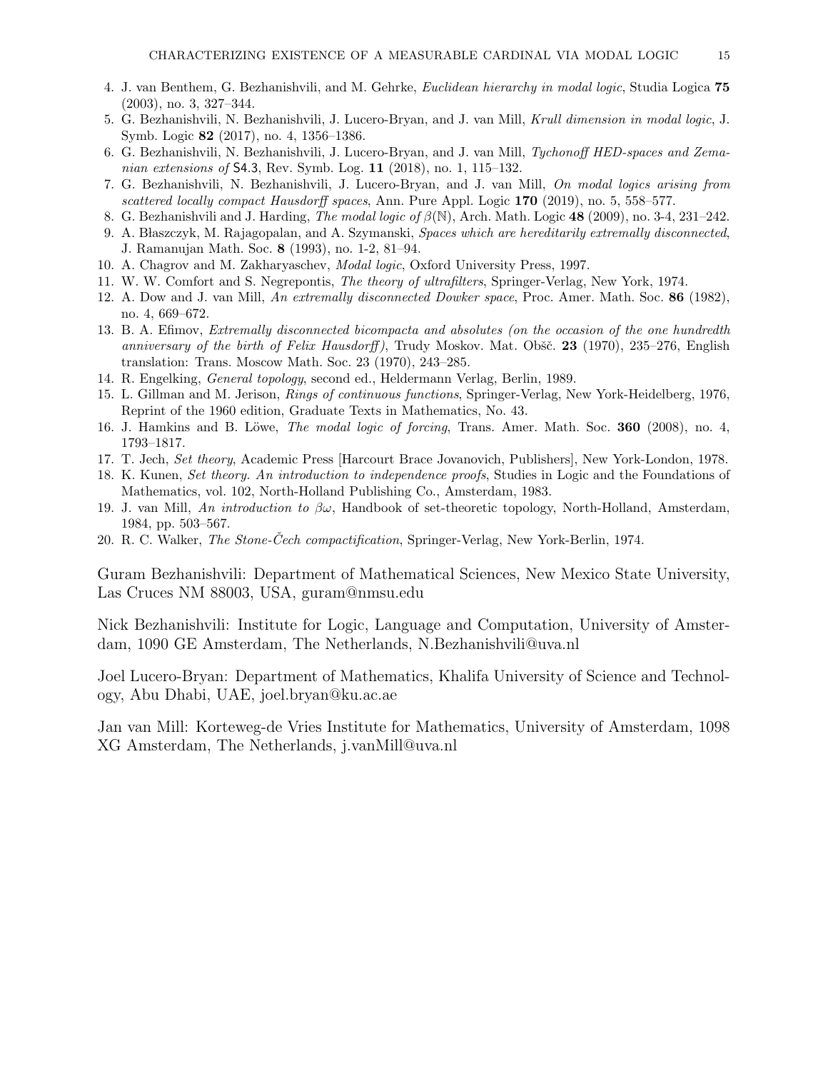4. J. van Benthem, G. Bezhanishvili, and M. Gehrke, *Euclidean hierarchy in modal logic*, Studia Logica **75** (2003), no. 3, 327–344.
5. G. Bezhanishvili, N. Bezhanishvili, J. Lucero-Bryan, and J. van Mill, *Krull dimension in modal logic*, J. Symb. Logic **82** (2017), no. 4, 1356–1386.
6. G. Bezhanishvili, N. Bezhanishvili, J. Lucero-Bryan, and J. van Mill, *Tychonoff HED-spaces and Zemanian extensions of* S4.3, Rev. Symb. Log. **11** (2018), no. 1, 115–132.
7. G. Bezhanishvili, N. Bezhanishvili, J. Lucero-Bryan, and J. van Mill, *On modal logics arising from scattered locally compact Hausdorff spaces*, Ann. Pure Appl. Logic **170** (2019), no. 5, 558–577.
8. G. Bezhanishvili and J. Harding, *The modal logic of $\beta(\mathbb{N})$*, Arch. Math. Logic **48** (2009), no. 3-4, 231–242.
9. A. Błaszczyk, M. Rajagopalan, and A. Szymanski, *Spaces which are hereditarily extremally disconnected*, J. Ramanujan Math. Soc. **8** (1993), no. 1-2, 81–94.
10. A. Chagrov and M. Zakharyaschev, *Modal logic*, Oxford University Press, 1997.
11. W. W. Comfort and S. Negrepontis, *The theory of ultrafilters*, Springer-Verlag, New York, 1974.
12. A. Dow and J. van Mill, *An extremally disconnected Dowker space*, Proc. Amer. Math. Soc. **86** (1982), no. 4, 669–672.
13. B. A. Efimov, *Extremally disconnected bicompacta and absolutes (on the occasion of the one hundredth anniversary of the birth of Felix Hausdorff)*, Trudy Moskov. Mat. Obšč. **23** (1970), 235–276, English translation: Trans. Moscow Math. Soc. 23 (1970), 243–285.
14. R. Engelking, *General topology*, second ed., Heldermann Verlag, Berlin, 1989.
15. L. Gillman and M. Jerison, *Rings of continuous functions*, Springer-Verlag, New York-Heidelberg, 1976, Reprint of the 1960 edition, Graduate Texts in Mathematics, No. 43.
16. J. Hamkins and B. Löwe, *The modal logic of forcing*, Trans. Amer. Math. Soc. **360** (2008), no. 4, 1793–1817.
17. T. Jech, *Set theory*, Academic Press [Harcourt Brace Jovanovich, Publishers], New York-London, 1978.
18. K. Kunen, *Set theory. An introduction to independence proofs*, Studies in Logic and the Foundations of Mathematics, vol. 102, North-Holland Publishing Co., Amsterdam, 1983.
19. J. van Mill, *An introduction to $\beta\omega$*, Handbook of set-theoretic topology, North-Holland, Amsterdam, 1984, pp. 503–567.
20. R. C. Walker, *The Stone-Čech compactification*, Springer-Verlag, New York-Berlin, 1974.

Guram Bezhanishvili: Department of Mathematical Sciences, New Mexico State University, Las Cruces NM 88003, USA, guram@nmsu.edu

Nick Bezhanishvili: Institute for Logic, Language and Computation, University of Amsterdam, 1090 GE Amsterdam, The Netherlands, N.Bezhanishvili@uva.nl

Joel Lucero-Bryan: Department of Mathematics, Khalifa University of Science and Technology, Abu Dhabi, UAE, joel.bryan@ku.ac.ae

Jan van Mill: Korteweg-de Vries Institute for Mathematics, University of Amsterdam, 1098 XG Amsterdam, The Netherlands, j.vanMill@uva.nl